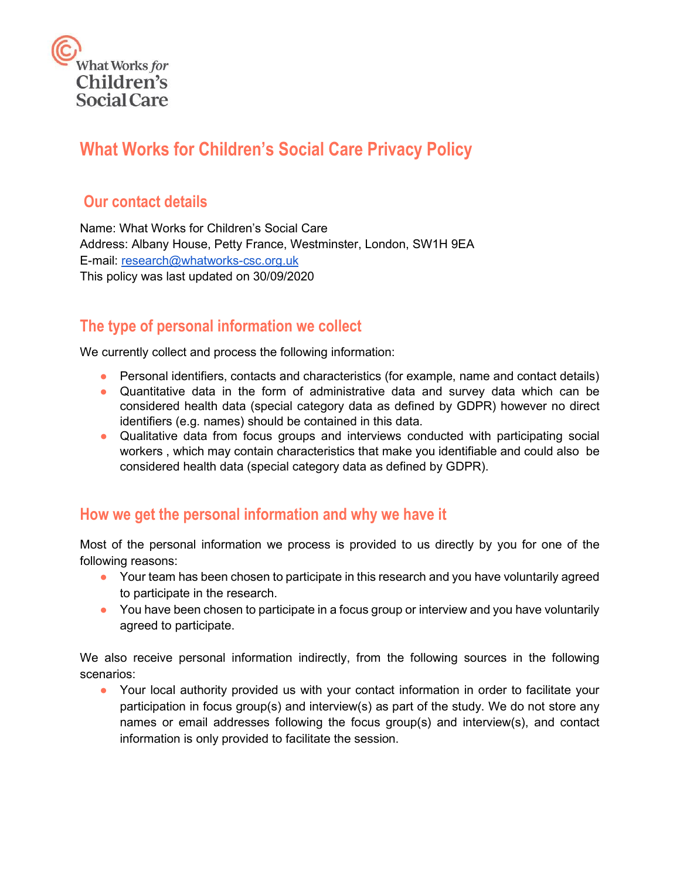What Works *for* Children's Social Care

# What Works for Children's Social Care Privacy Policy

## Our contact details

Name: What Works for Children's Social Care
Address: Albany House, Petty France, Westminster, London, SW1H 9EA
E-mail: research@whatworks-csc.org.uk
This policy was last updated on 30/09/2020

## The type of personal information we collect

We currently collect and process the following information:

- Personal identifiers, contacts and characteristics (for example, name and contact details)
- Quantitative data in the form of administrative data and survey data which can be considered health data (special category data as defined by GDPR) however no direct identifiers (e.g. names) should be contained in this data.
- Qualitative data from focus groups and interviews conducted with participating social workers , which may contain characteristics that make you identifiable and could also be considered health data (special category data as defined by GDPR).

## How we get the personal information and why we have it

Most of the personal information we process is provided to us directly by you for one of the following reasons:

- Your team has been chosen to participate in this research and you have voluntarily agreed to participate in the research.
- You have been chosen to participate in a focus group or interview and you have voluntarily agreed to participate.

We also receive personal information indirectly, from the following sources in the following scenarios:

- Your local authority provided us with your contact information in order to facilitate your participation in focus group(s) and interview(s) as part of the study. We do not store any names or email addresses following the focus group(s) and interview(s), and contact information is only provided to facilitate the session.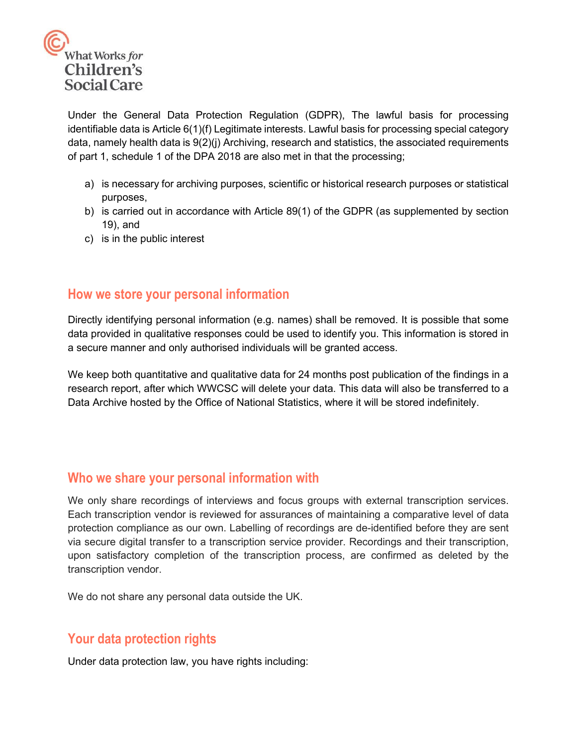Under the General Data Protection Regulation (GDPR), The lawful basis for processing identifiable data is Article 6(1)(f) Legitimate interests. Lawful basis for processing special category data, namely health data is 9(2)(j) Archiving, research and statistics, the associated requirements of part 1, schedule 1 of the DPA 2018 are also met in that the processing;

a) is necessary for archiving purposes, scientific or historical research purposes or statistical purposes,
b) is carried out in accordance with Article 89(1) of the GDPR (as supplemented by section 19), and
c) is in the public interest

## How we store your personal information

Directly identifying personal information (e.g. names) shall be removed. It is possible that some data provided in qualitative responses could be used to identify you. This information is stored in a secure manner and only authorised individuals will be granted access.

We keep both quantitative and qualitative data for 24 months post publication of the findings in a research report, after which WWCSC will delete your data. This data will also be transferred to a Data Archive hosted by the Office of National Statistics, where it will be stored indefinitely.

## Who we share your personal information with

We only share recordings of interviews and focus groups with external transcription services. Each transcription vendor is reviewed for assurances of maintaining a comparative level of data protection compliance as our own. Labelling of recordings are de-identified before they are sent via secure digital transfer to a transcription service provider. Recordings and their transcription, upon satisfactory completion of the transcription process, are confirmed as deleted by the transcription vendor.

We do not share any personal data outside the UK.

## Your data protection rights

Under data protection law, you have rights including: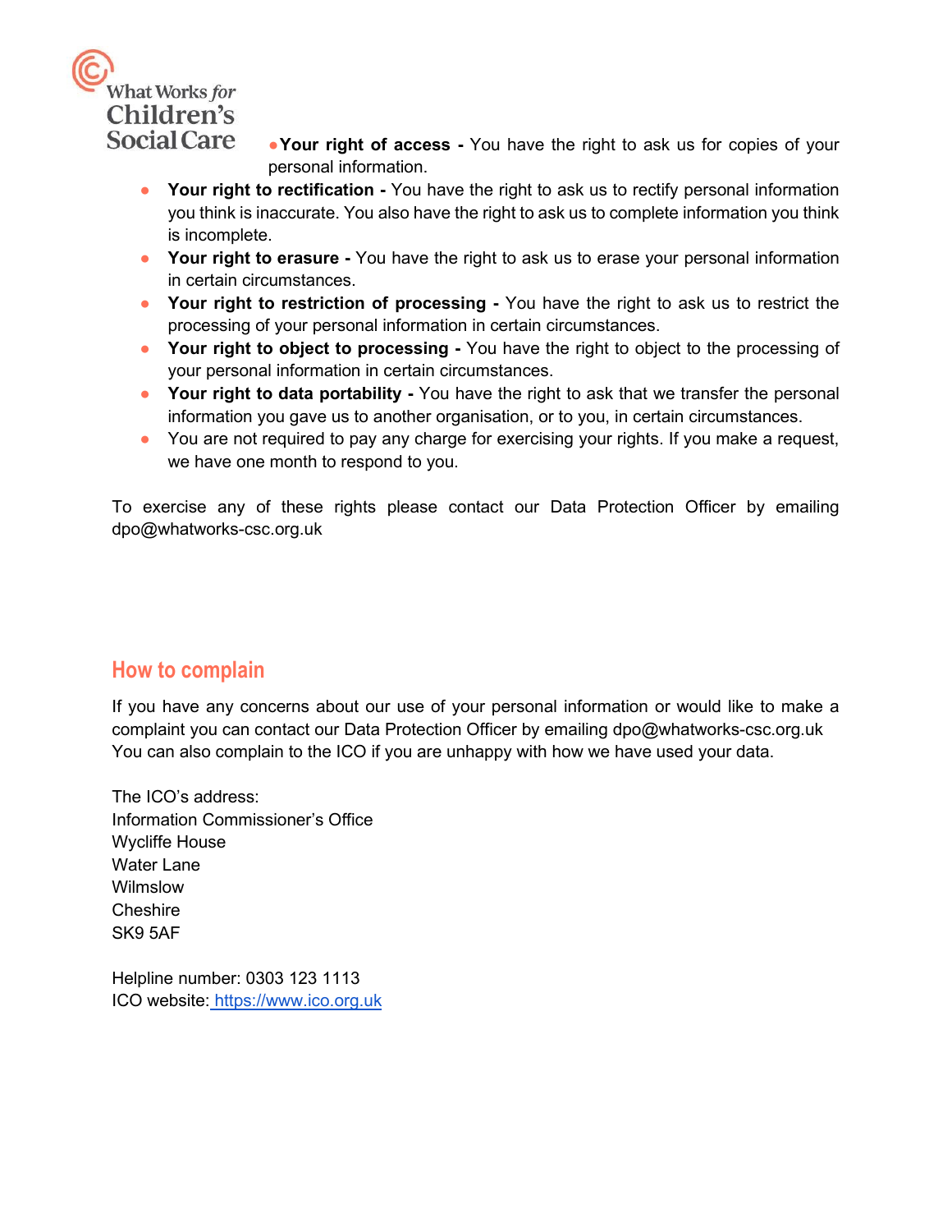- **Your right of access -** You have the right to ask us for copies of your personal information.
- **Your right to rectification -** You have the right to ask us to rectify personal information you think is inaccurate. You also have the right to ask us to complete information you think is incomplete.
- **Your right to erasure -** You have the right to ask us to erase your personal information in certain circumstances.
- **Your right to restriction of processing -** You have the right to ask us to restrict the processing of your personal information in certain circumstances.
- **Your right to object to processing -** You have the right to object to the processing of your personal information in certain circumstances.
- **Your right to data portability -** You have the right to ask that we transfer the personal information you gave us to another organisation, or to you, in certain circumstances.
- You are not required to pay any charge for exercising your rights. If you make a request, we have one month to respond to you.

To exercise any of these rights please contact our Data Protection Officer by emailing dpo@whatworks-csc.org.uk

## How to complain

If you have any concerns about our use of your personal information or would like to make a complaint you can contact our Data Protection Officer by emailing dpo@whatworks-csc.org.uk You can also complain to the ICO if you are unhappy with how we have used your data.

The ICO's address:
Information Commissioner's Office
Wycliffe House
Water Lane
Wilmslow
Cheshire
SK9 5AF

Helpline number: 0303 123 1113
ICO website: https://www.ico.org.uk